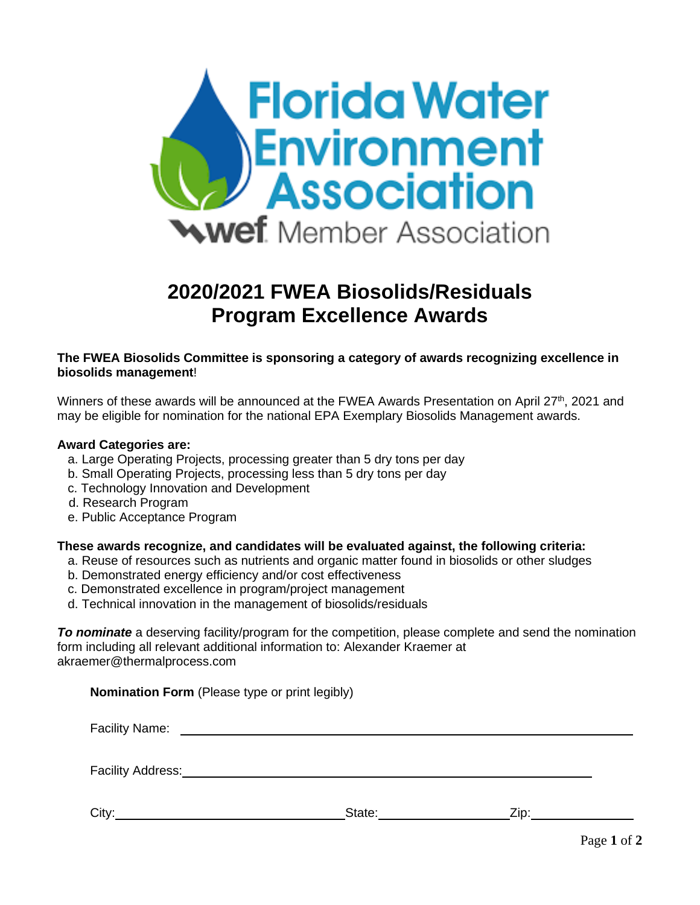# 2020/2021 FWEA Biosolids/Residuals Program Excellence Awards

**The FWEA Biosolids Committee is sponsoring a category of awards recognizing excellence in biosolids management**!

Winners of these awards will be announced at the FWEA Awards Presentation on April 27th, 2021 and may be eligible for nomination for the national EPA Exemplary Biosolids Management awards.

**Award Categories are:**

a. Large Operating Projects, processing greater than 5 dry tons per day
b. Small Operating Projects, processing less than 5 dry tons per day
c. Technology Innovation and Development
d. Research Program
e. Public Acceptance Program

**These awards recognize, and candidates will be evaluated against, the following criteria:**

a. Reuse of resources such as nutrients and organic matter found in biosolids or other sludges
b. Demonstrated energy efficiency and/or cost effectiveness
c. Demonstrated excellence in program/project management
d. Technical innovation in the management of biosolids/residuals

***To nominate*** a deserving facility/program for the competition, please complete and send the nomination form including all relevant additional information to: Alexander Kraemer at akraemer@thermalprocess.com

**Nomination Form** (Please type or print legibly)

Facility Name: ______________________________

Facility Address: ______________________________

City: ____________________ State: ______________ Zip: ____________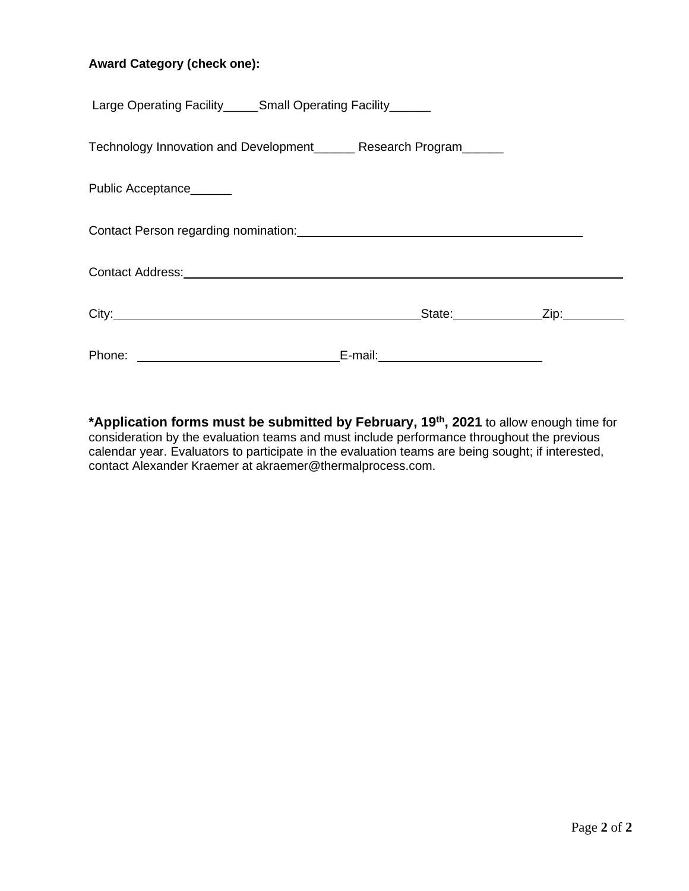**Award Category (check one):**

Large Operating Facility_____ Small Operating Facility______

Technology Innovation and Development______ Research Program______

Public Acceptance______

Contact Person regarding nomination:_______________________________________________

Contact Address:___________________________________________________________

City:_______________________________________________ State:_____________ Zip:_________

Phone: _____________________________ E-mail:________________________

**\*Application forms must be submitted by February, 19th, 2021** to allow enough time for consideration by the evaluation teams and must include performance throughout the previous calendar year. Evaluators to participate in the evaluation teams are being sought; if interested, contact Alexander Kraemer at akraemer@thermalprocess.com.